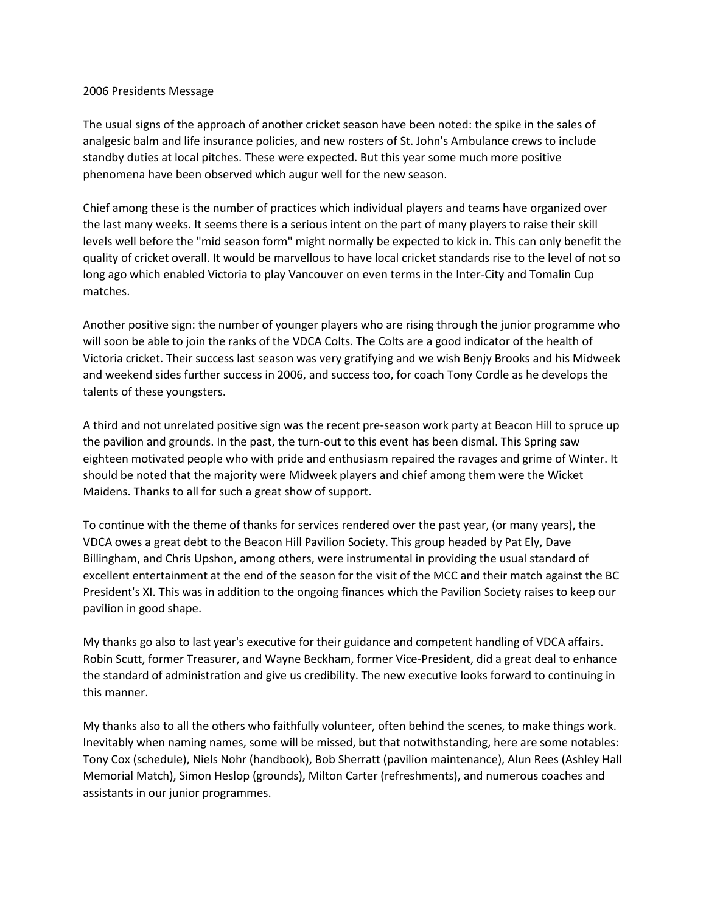2006 Presidents Message

The usual signs of the approach of another cricket season have been noted: the spike in the sales of analgesic balm and life insurance policies, and new rosters of St. John's Ambulance crews to include standby duties at local pitches. These were expected. But this year some much more positive phenomena have been observed which augur well for the new season.

Chief among these is the number of practices which individual players and teams have organized over the last many weeks. It seems there is a serious intent on the part of many players to raise their skill levels well before the "mid season form" might normally be expected to kick in. This can only benefit the quality of cricket overall. It would be marvellous to have local cricket standards rise to the level of not so long ago which enabled Victoria to play Vancouver on even terms in the Inter-City and Tomalin Cup matches.

Another positive sign: the number of younger players who are rising through the junior programme who will soon be able to join the ranks of the VDCA Colts. The Colts are a good indicator of the health of Victoria cricket. Their success last season was very gratifying and we wish Benjy Brooks and his Midweek and weekend sides further success in 2006, and success too, for coach Tony Cordle as he develops the talents of these youngsters.

A third and not unrelated positive sign was the recent pre-season work party at Beacon Hill to spruce up the pavilion and grounds. In the past, the turn-out to this event has been dismal. This Spring saw eighteen motivated people who with pride and enthusiasm repaired the ravages and grime of Winter. It should be noted that the majority were Midweek players and chief among them were the Wicket Maidens. Thanks to all for such a great show of support.

To continue with the theme of thanks for services rendered over the past year, (or many years), the VDCA owes a great debt to the Beacon Hill Pavilion Society. This group headed by Pat Ely, Dave Billingham, and Chris Upshon, among others, were instrumental in providing the usual standard of excellent entertainment at the end of the season for the visit of the MCC and their match against the BC President's XI. This was in addition to the ongoing finances which the Pavilion Society raises to keep our pavilion in good shape.

My thanks go also to last year's executive for their guidance and competent handling of VDCA affairs. Robin Scutt, former Treasurer, and Wayne Beckham, former Vice-President, did a great deal to enhance the standard of administration and give us credibility. The new executive looks forward to continuing in this manner.

My thanks also to all the others who faithfully volunteer, often behind the scenes, to make things work. Inevitably when naming names, some will be missed, but that notwithstanding, here are some notables: Tony Cox (schedule), Niels Nohr (handbook), Bob Sherratt (pavilion maintenance), Alun Rees (Ashley Hall Memorial Match), Simon Heslop (grounds), Milton Carter (refreshments), and numerous coaches and assistants in our junior programmes.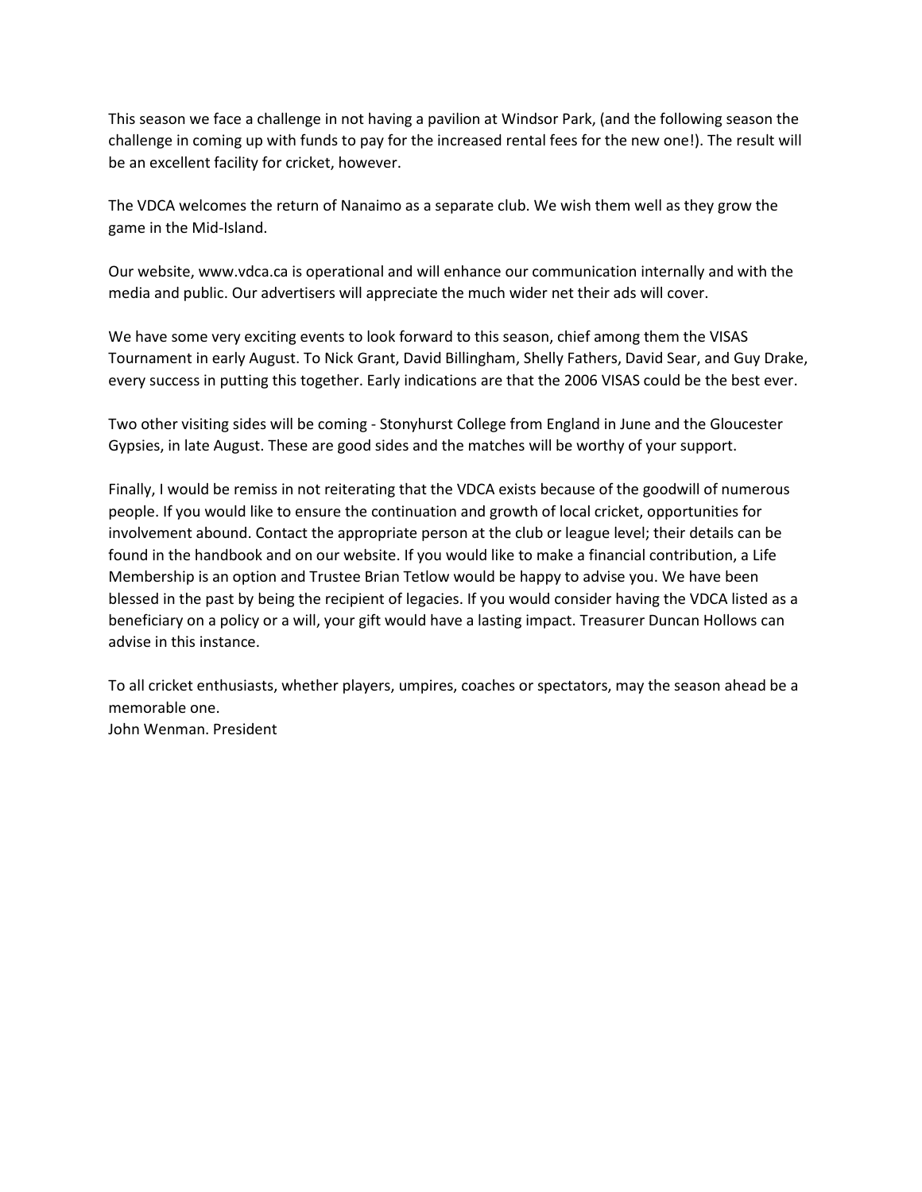This season we face a challenge in not having a pavilion at Windsor Park, (and the following season the challenge in coming up with funds to pay for the increased rental fees for the new one!). The result will be an excellent facility for cricket, however.

The VDCA welcomes the return of Nanaimo as a separate club. We wish them well as they grow the game in the Mid-Island.

Our website, www.vdca.ca is operational and will enhance our communication internally and with the media and public. Our advertisers will appreciate the much wider net their ads will cover.

We have some very exciting events to look forward to this season, chief among them the VISAS Tournament in early August. To Nick Grant, David Billingham, Shelly Fathers, David Sear, and Guy Drake, every success in putting this together. Early indications are that the 2006 VISAS could be the best ever.

Two other visiting sides will be coming - Stonyhurst College from England in June and the Gloucester Gypsies, in late August. These are good sides and the matches will be worthy of your support.

Finally, I would be remiss in not reiterating that the VDCA exists because of the goodwill of numerous people. If you would like to ensure the continuation and growth of local cricket, opportunities for involvement abound. Contact the appropriate person at the club or league level; their details can be found in the handbook and on our website. If you would like to make a financial contribution, a Life Membership is an option and Trustee Brian Tetlow would be happy to advise you. We have been blessed in the past by being the recipient of legacies. If you would consider having the VDCA listed as a beneficiary on a policy or a will, your gift would have a lasting impact. Treasurer Duncan Hollows can advise in this instance.

To all cricket enthusiasts, whether players, umpires, coaches or spectators, may the season ahead be a memorable one.
John Wenman. President